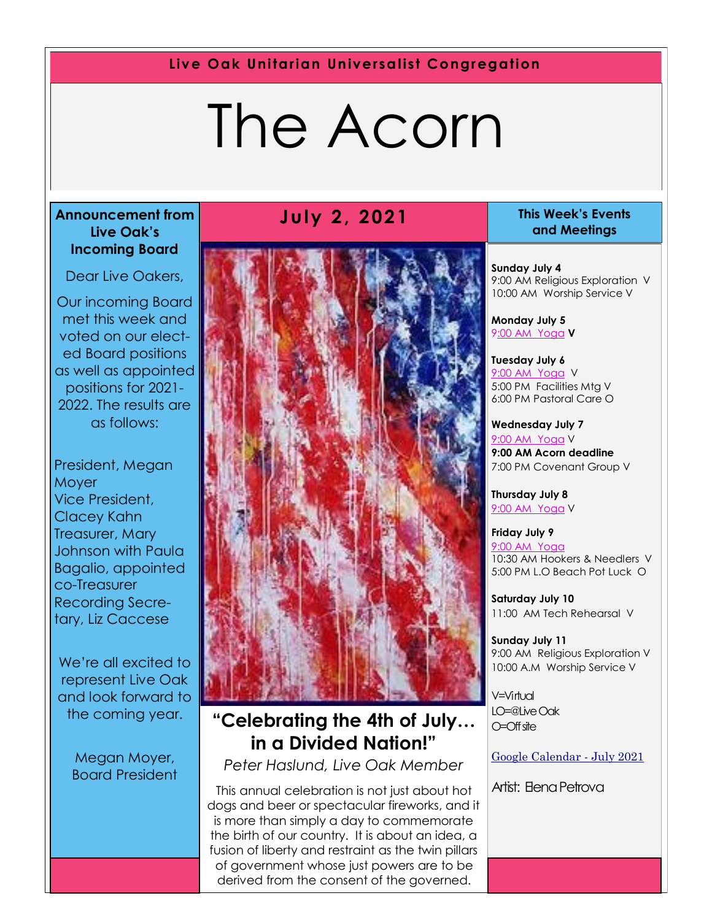**Live Oak Unitarian Universalist Congregation**

# The Acorn

## July 2, 2021

### Announcement from Live Oak's Incoming Board

Dear Live Oakers,

Our incoming Board met this week and voted on our elected Board positions as well as appointed positions for 2021-2022. The results are as follows:

President, Megan Moyer
Vice President, Clacey Kahn
Treasurer, Mary Johnson with Paula Bagalio, appointed co-Treasurer
Recording Secretary, Liz Caccese

We're all excited to represent Live Oak and look forward to the coming year.

Megan Moyer,
Board President

## "Celebrating the 4th of July… in a Divided Nation!"

*Peter Haslund, Live Oak Member*

This annual celebration is not just about hot dogs and beer or spectacular fireworks, and it is more than simply a day to commemorate the birth of our country. It is about an idea, a fusion of liberty and restraint as the twin pillars of government whose just powers are to be derived from the consent of the governed.

### This Week's Events and Meetings

**Sunday July 4**
9:00 AM Religious Exploration V
10:00 AM Worship Service V

**Monday July 5**
9:00 AM Yoga **V**

**Tuesday July 6**
9:00 AM Yoga V
5:00 PM Facilities Mtg V
6:00 PM Pastoral Care O

**Wednesday July 7**
9:00 AM Yoga V
**9:00 AM Acorn deadline**
7:00 PM Covenant Group V

**Thursday July 8**
9:00 AM Yoga V

**Friday July 9**
9:00 AM Yoga
10:30 AM Hookers & Needlers V
5:00 PM L.O Beach Pot Luck O

**Saturday July 10**
11:00 AM Tech Rehearsal V

**Sunday July 11**
9:00 AM Religious Exploration V
10:00 A.M Worship Service V

V=Virtual
LO=@Live Oak
O=Off site

Google Calendar - July 2021

Artist: Elena Petrova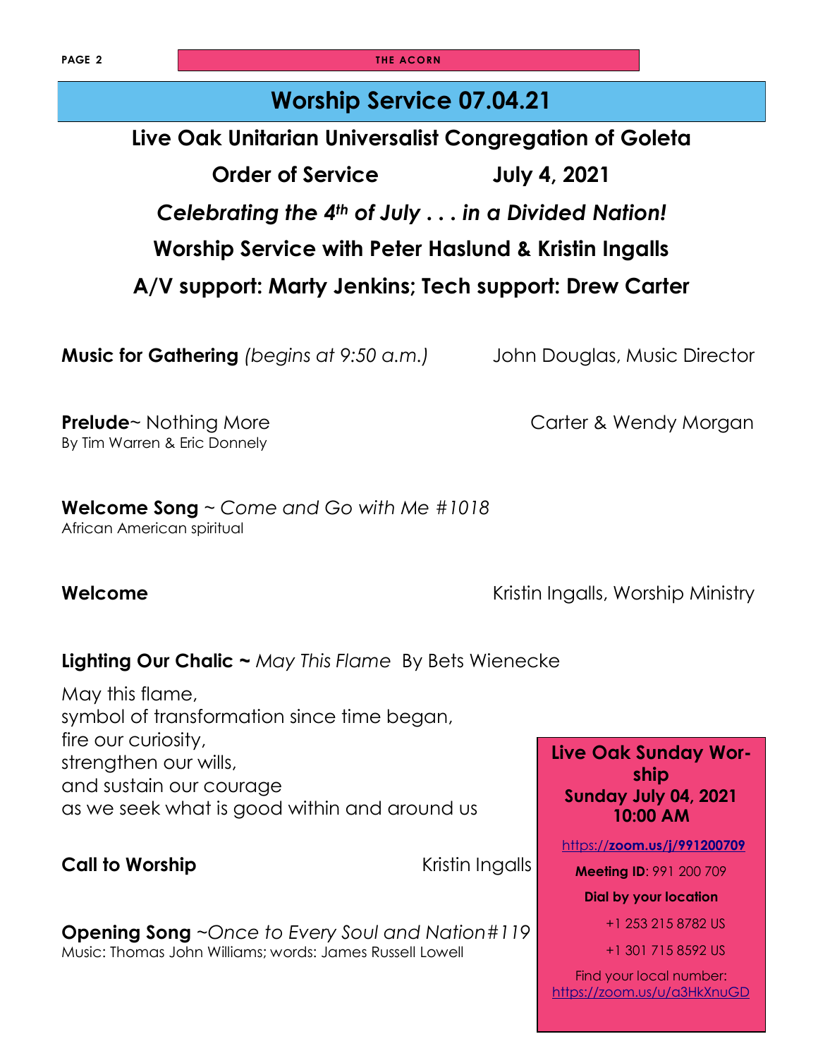# Worship Service 07.04.21

## Live Oak Unitarian Universalist Congregation of Goleta

**Order of Service July 4, 2021**

***Celebrating the 4th of July . . . in a Divided Nation!***

**Worship Service with Peter Haslund & Kristin Ingalls**

**A/V support: Marty Jenkins; Tech support: Drew Carter**

**Music for Gathering** *(begins at 9:50 a.m.)* John Douglas, Music Director

**Prelude**~ Nothing More Carter & Wendy Morgan
By Tim Warren & Eric Donnely

**Welcome Song** ~ *Come and Go with Me #1018*
African American spiritual

**Welcome** Kristin Ingalls, Worship Ministry

**Lighting Our Chalic ~** *May This Flame* By Bets Wienecke

May this flame,
symbol of transformation since time began,
fire our curiosity,
strengthen our wills,
and sustain our courage
as we seek what is good within and around us

**Call to Worship** Kristin Ingalls

**Opening Song** ~*Once to Every Soul and Nation#119*
Music: Thomas John Williams; words: James Russell Lowell

**Live Oak Sunday Worship**
**Sunday July 04, 2021**
**10:00 AM**

https://**zoom.us/j/991200709**

**Meeting ID**: 991 200 709

**Dial by your location**

+1 253 215 8782 US

+1 301 715 8592 US

Find your local number: https://zoom.us/u/a3HkXnuGD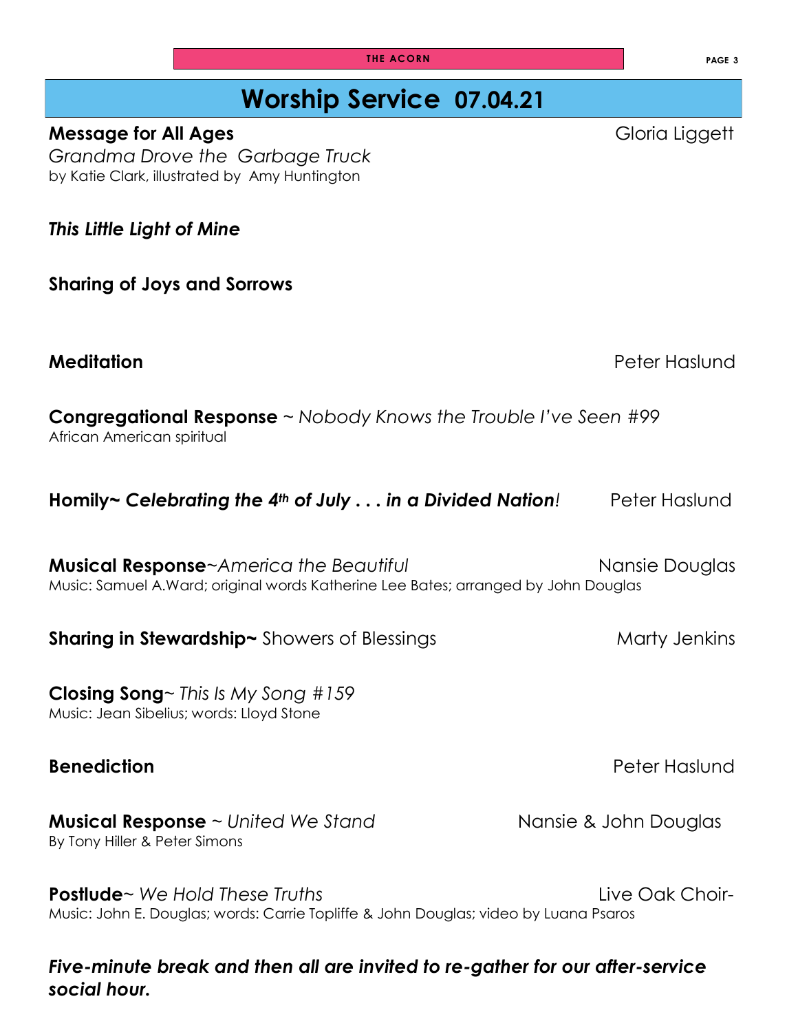# Worship Service 07.04.21

**Message for All Ages** Gloria Liggett
*Grandma Drove the Garbage Truck*
by Katie Clark, illustrated by Amy Huntington

***This Little Light of Mine***

**Sharing of Joys and Sorrows**

**Meditation** Peter Haslund

**Congregational Response** ~ *Nobody Knows the Trouble I've Seen #99*
African American spiritual

**Homily~ *Celebrating the 4th of July . . . in a Divided Nation!*** Peter Haslund

**Musical Response**~*America the Beautiful* Nansie Douglas
Music: Samuel A.Ward; original words Katherine Lee Bates; arranged by John Douglas

**Sharing in Stewardship~** Showers of Blessings Marty Jenkins

**Closing Song**~ *This Is My Song #159*
Music: Jean Sibelius; words: Lloyd Stone

**Benediction** Peter Haslund

**Musical Response** ~ *United We Stand* Nansie & John Douglas
By Tony Hiller & Peter Simons

**Postlude**~ *We Hold These Truths* Live Oak Choir-
Music: John E. Douglas; words: Carrie Topliffe & John Douglas; video by Luana Psaros

***Five-minute break and then all are invited to re-gather for our after-service social hour.***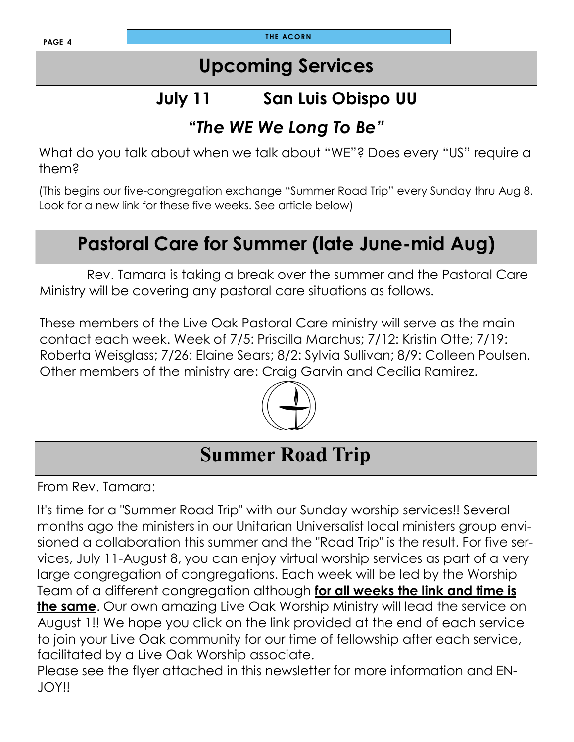## Upcoming Services

### July 11 San Luis Obispo UU

### *"The WE We Long To Be"*

What do you talk about when we talk about "WE"? Does every "US" require a them?

(This begins our five-congregation exchange "Summer Road Trip" every Sunday thru Aug 8. Look for a new link for these five weeks. See article below)

## Pastoral Care for Summer (late June-mid Aug)

Rev. Tamara is taking a break over the summer and the Pastoral Care Ministry will be covering any pastoral care situations as follows.

These members of the Live Oak Pastoral Care ministry will serve as the main contact each week. Week of 7/5: Priscilla Marchus; 7/12: Kristin Otte; 7/19: Roberta Weisglass; 7/26: Elaine Sears; 8/2: Sylvia Sullivan; 8/9: Colleen Poulsen. Other members of the ministry are: Craig Garvin and Cecilia Ramirez.

## Summer Road Trip

From Rev. Tamara:

It's time for a "Summer Road Trip" with our Sunday worship services!! Several months ago the ministers in our Unitarian Universalist local ministers group envisioned a collaboration this summer and the "Road Trip" is the result. For five services, July 11-August 8, you can enjoy virtual worship services as part of a very large congregation of congregations. Each week will be led by the Worship Team of a different congregation although **for all weeks the link and time is the same**. Our own amazing Live Oak Worship Ministry will lead the service on August 1!! We hope you click on the link provided at the end of each service to join your Live Oak community for our time of fellowship after each service, facilitated by a Live Oak Worship associate.

Please see the flyer attached in this newsletter for more information and ENJOY!!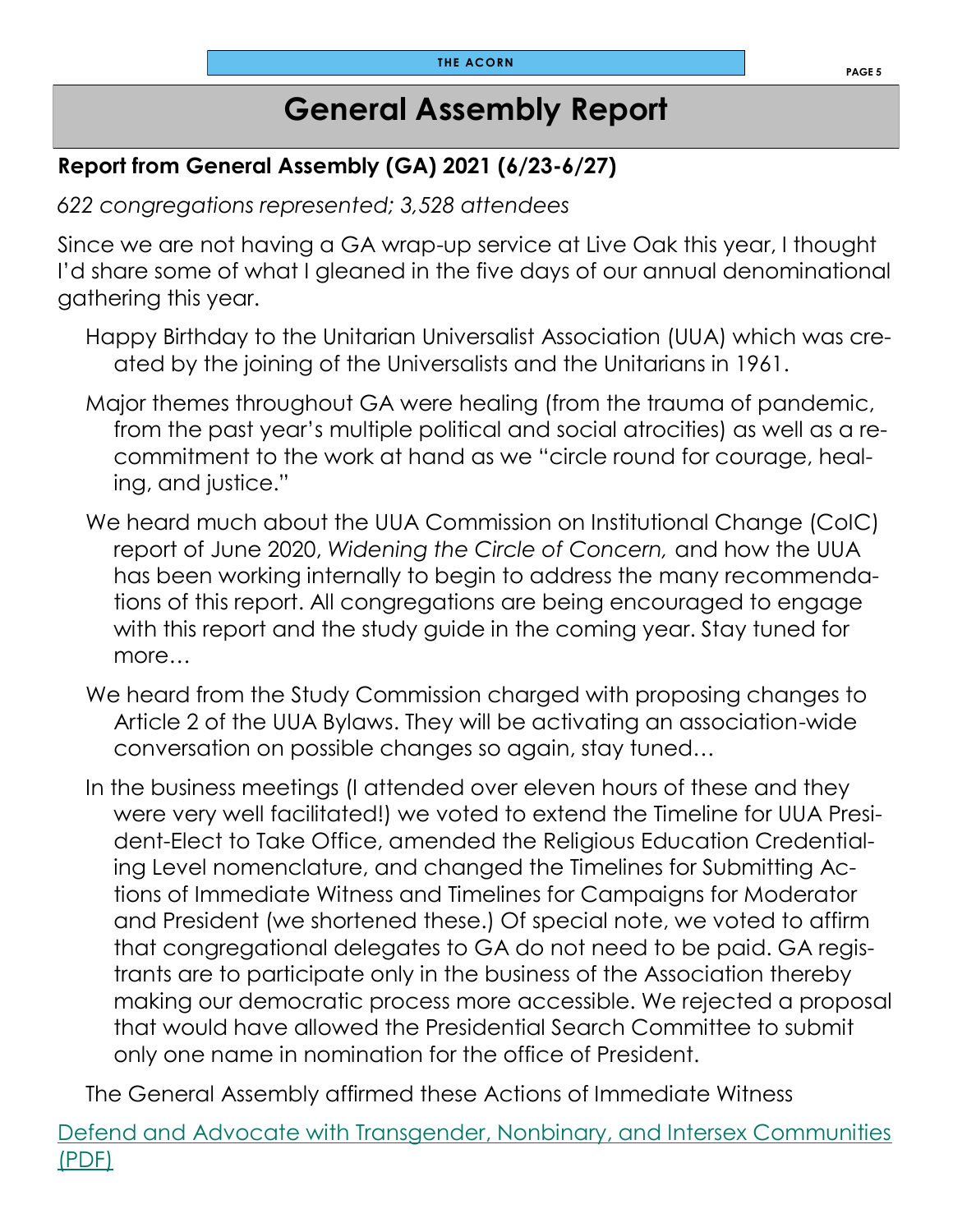# General Assembly Report

**Report from General Assembly (GA) 2021 (6/23-6/27)**

*622 congregations represented; 3,528 attendees*

Since we are not having a GA wrap-up service at Live Oak this year, I thought I'd share some of what I gleaned in the five days of our annual denominational gathering this year.

Happy Birthday to the Unitarian Universalist Association (UUA) which was created by the joining of the Universalists and the Unitarians in 1961.

Major themes throughout GA were healing (from the trauma of pandemic, from the past year's multiple political and social atrocities) as well as a recommitment to the work at hand as we "circle round for courage, healing, and justice."

We heard much about the UUA Commission on Institutional Change (CoIC) report of June 2020, *Widening the Circle of Concern,* and how the UUA has been working internally to begin to address the many recommendations of this report. All congregations are being encouraged to engage with this report and the study guide in the coming year. Stay tuned for more…

We heard from the Study Commission charged with proposing changes to Article 2 of the UUA Bylaws. They will be activating an association-wide conversation on possible changes so again, stay tuned…

In the business meetings (I attended over eleven hours of these and they were very well facilitated!) we voted to extend the Timeline for UUA President-Elect to Take Office, amended the Religious Education Credentialing Level nomenclature, and changed the Timelines for Submitting Actions of Immediate Witness and Timelines for Campaigns for Moderator and President (we shortened these.) Of special note, we voted to affirm that congregational delegates to GA do not need to be paid. GA registrants are to participate only in the business of the Association thereby making our democratic process more accessible. We rejected a proposal that would have allowed the Presidential Search Committee to submit only one name in nomination for the office of President.

The General Assembly affirmed these Actions of Immediate Witness

Defend and Advocate with Transgender, Nonbinary, and Intersex Communities (PDF)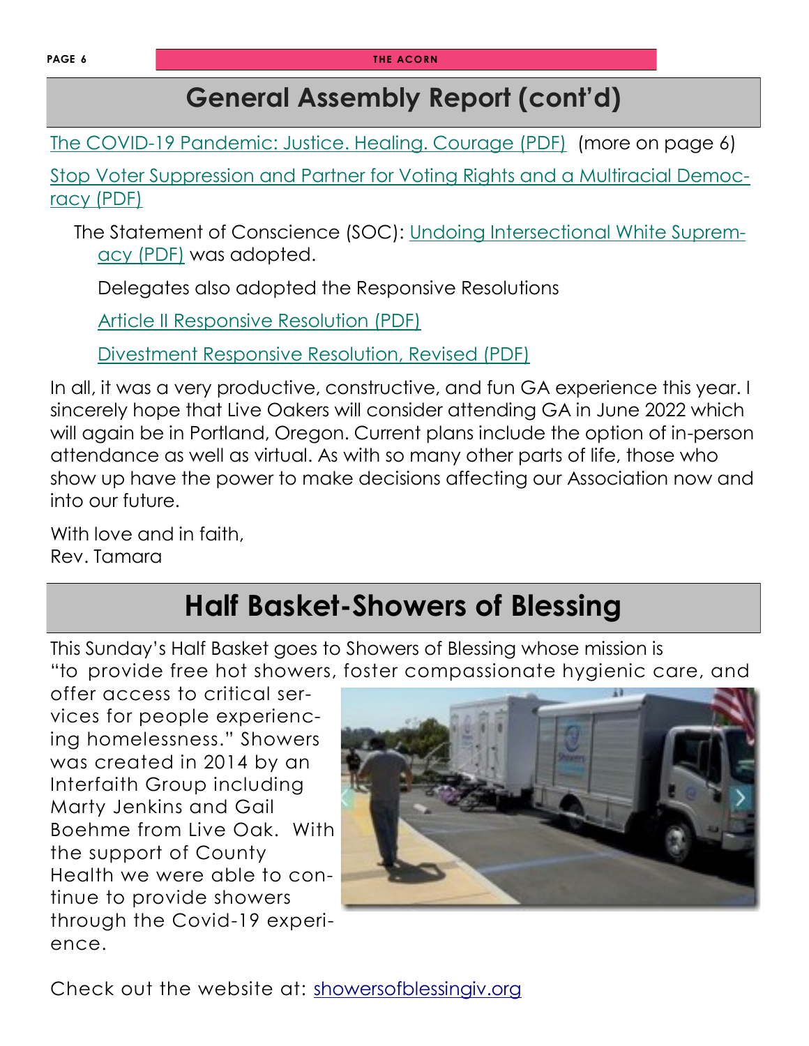## General Assembly Report (cont'd)

The COVID-19 Pandemic: Justice. Healing. Courage (PDF) (more on page 6)

Stop Voter Suppression and Partner for Voting Rights and a Multiracial Democracy (PDF)

The Statement of Conscience (SOC): Undoing Intersectional White Supremacy (PDF) was adopted.

Delegates also adopted the Responsive Resolutions

Article II Responsive Resolution (PDF)

Divestment Responsive Resolution, Revised (PDF)

In all, it was a very productive, constructive, and fun GA experience this year. I sincerely hope that Live Oakers will consider attending GA in June 2022 which will again be in Portland, Oregon. Current plans include the option of in-person attendance as well as virtual. As with so many other parts of life, those who show up have the power to make decisions affecting our Association now and into our future.

With love and in faith,
Rev. Tamara

## Half Basket-Showers of Blessing

This Sunday's Half Basket goes to Showers of Blessing whose mission is "to provide free hot showers, foster compassionate hygienic care, and offer access to critical services for people experiencing homelessness." Showers was created in 2014 by an Interfaith Group including Marty Jenkins and Gail Boehme from Live Oak. With the support of County Health we were able to continue to provide showers through the Covid-19 experience.

Check out the website at: showersofblessingiv.org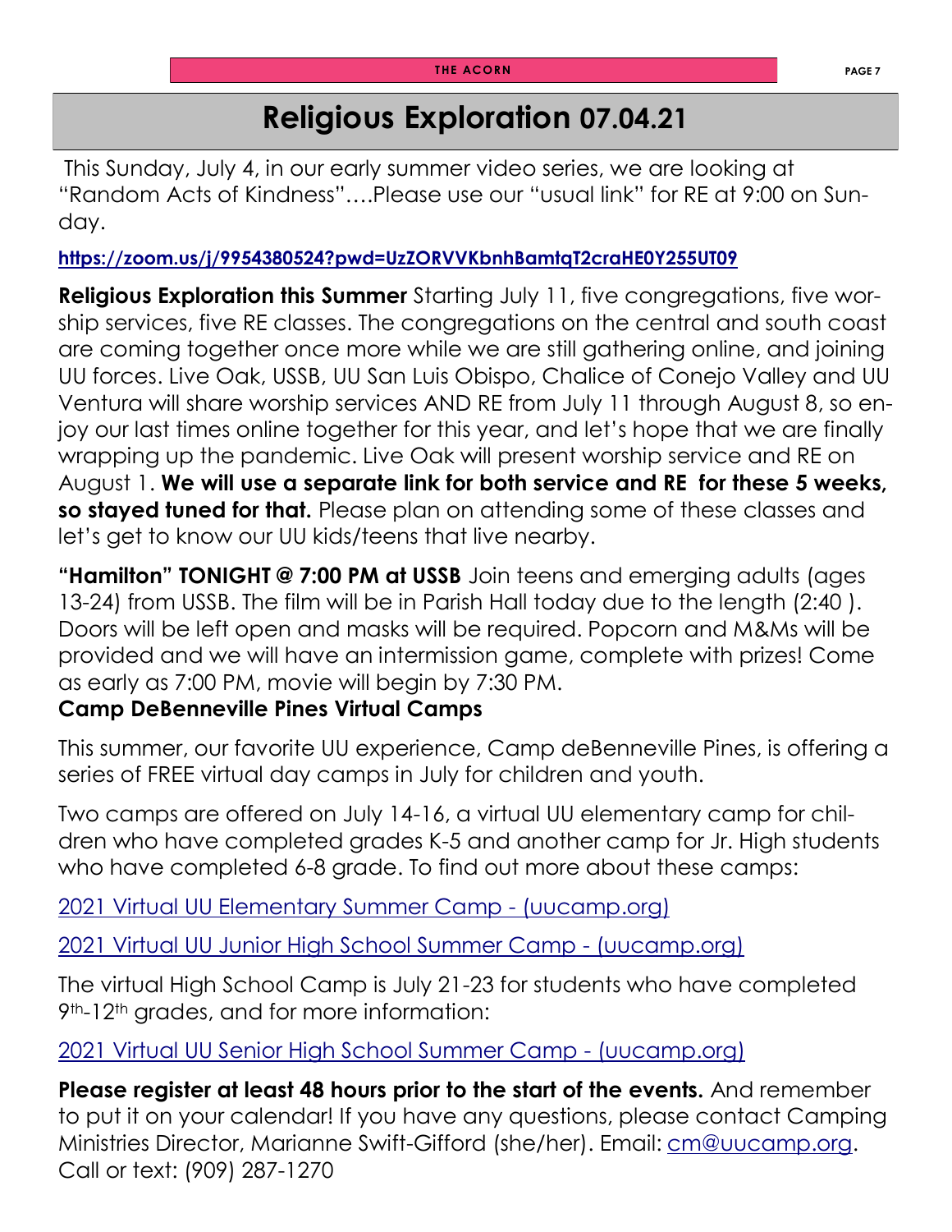# Religious Exploration 07.04.21

This Sunday, July 4, in our early summer video series, we are looking at "Random Acts of Kindness"….Please use our "usual link" for RE at 9:00 on Sunday.

**https://zoom.us/j/9954380524?pwd=UzZORVVKbnhBamtqT2craHE0Y255UT09**

**Religious Exploration this Summer** Starting July 11, five congregations, five worship services, five RE classes. The congregations on the central and south coast are coming together once more while we are still gathering online, and joining UU forces. Live Oak, USSB, UU San Luis Obispo, Chalice of Conejo Valley and UU Ventura will share worship services AND RE from July 11 through August 8, so enjoy our last times online together for this year, and let's hope that we are finally wrapping up the pandemic. Live Oak will present worship service and RE on August 1. **We will use a separate link for both service and RE for these 5 weeks, so stayed tuned for that.** Please plan on attending some of these classes and let's get to know our UU kids/teens that live nearby.

**"Hamilton" TONIGHT @ 7:00 PM at USSB** Join teens and emerging adults (ages 13-24) from USSB. The film will be in Parish Hall today due to the length (2:40 ). Doors will be left open and masks will be required. Popcorn and M&Ms will be provided and we will have an intermission game, complete with prizes! Come as early as 7:00 PM, movie will begin by 7:30 PM.

**Camp DeBenneville Pines Virtual Camps**

This summer, our favorite UU experience, Camp deBenneville Pines, is offering a series of FREE virtual day camps in July for children and youth.

Two camps are offered on July 14-16, a virtual UU elementary camp for children who have completed grades K-5 and another camp for Jr. High students who have completed 6-8 grade. To find out more about these camps:

2021 Virtual UU Elementary Summer Camp - (uucamp.org)

2021 Virtual UU Junior High School Summer Camp - (uucamp.org)

The virtual High School Camp is July 21-23 for students who have completed 9th-12th grades, and for more information:

2021 Virtual UU Senior High School Summer Camp - (uucamp.org)

**Please register at least 48 hours prior to the start of the events.** And remember to put it on your calendar! If you have any questions, please contact Camping Ministries Director, Marianne Swift-Gifford (she/her). Email: cm@uucamp.org. Call or text: (909) 287-1270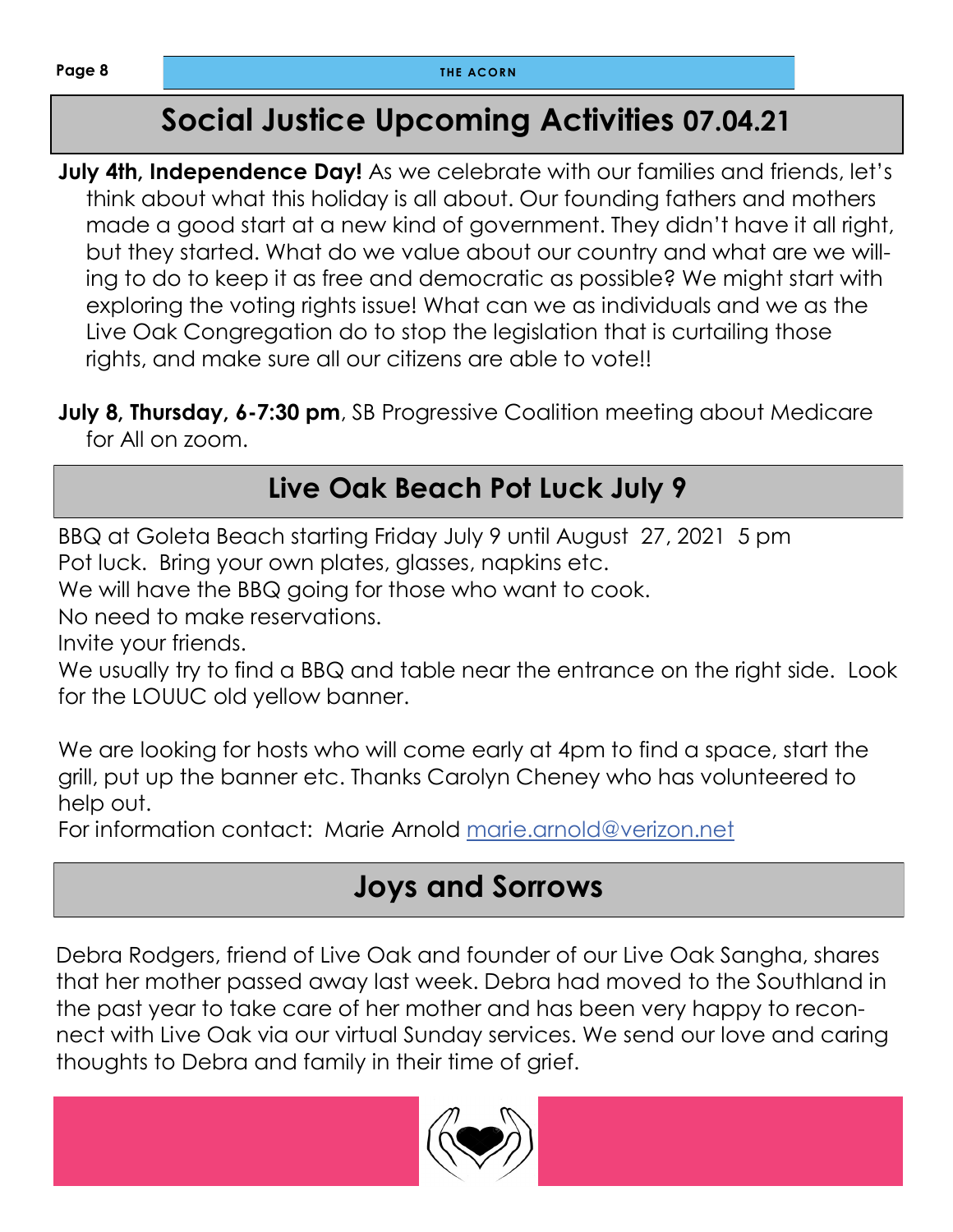## Social Justice Upcoming Activities 07.04.21

**July 4th, Independence Day!** As we celebrate with our families and friends, let's think about what this holiday is all about. Our founding fathers and mothers made a good start at a new kind of government. They didn't have it all right, but they started. What do we value about our country and what are we willing to do to keep it as free and democratic as possible? We might start with exploring the voting rights issue! What can we as individuals and we as the Live Oak Congregation do to stop the legislation that is curtailing those rights, and make sure all our citizens are able to vote!!

**July 8, Thursday, 6-7:30 pm**, SB Progressive Coalition meeting about Medicare for All on zoom.

## Live Oak Beach Pot Luck July 9

BBQ at Goleta Beach starting Friday July 9 until August 27, 2021 5 pm
Pot luck. Bring your own plates, glasses, napkins etc.
We will have the BBQ going for those who want to cook.
No need to make reservations.
Invite your friends.
We usually try to find a BBQ and table near the entrance on the right side. Look for the LOUUC old yellow banner.

We are looking for hosts who will come early at 4pm to find a space, start the grill, put up the banner etc. Thanks Carolyn Cheney who has volunteered to help out.
For information contact: Marie Arnold marie.arnold@verizon.net

## Joys and Sorrows

Debra Rodgers, friend of Live Oak and founder of our Live Oak Sangha, shares that her mother passed away last week. Debra had moved to the Southland in the past year to take care of her mother and has been very happy to reconnect with Live Oak via our virtual Sunday services. We send our love and caring thoughts to Debra and family in their time of grief.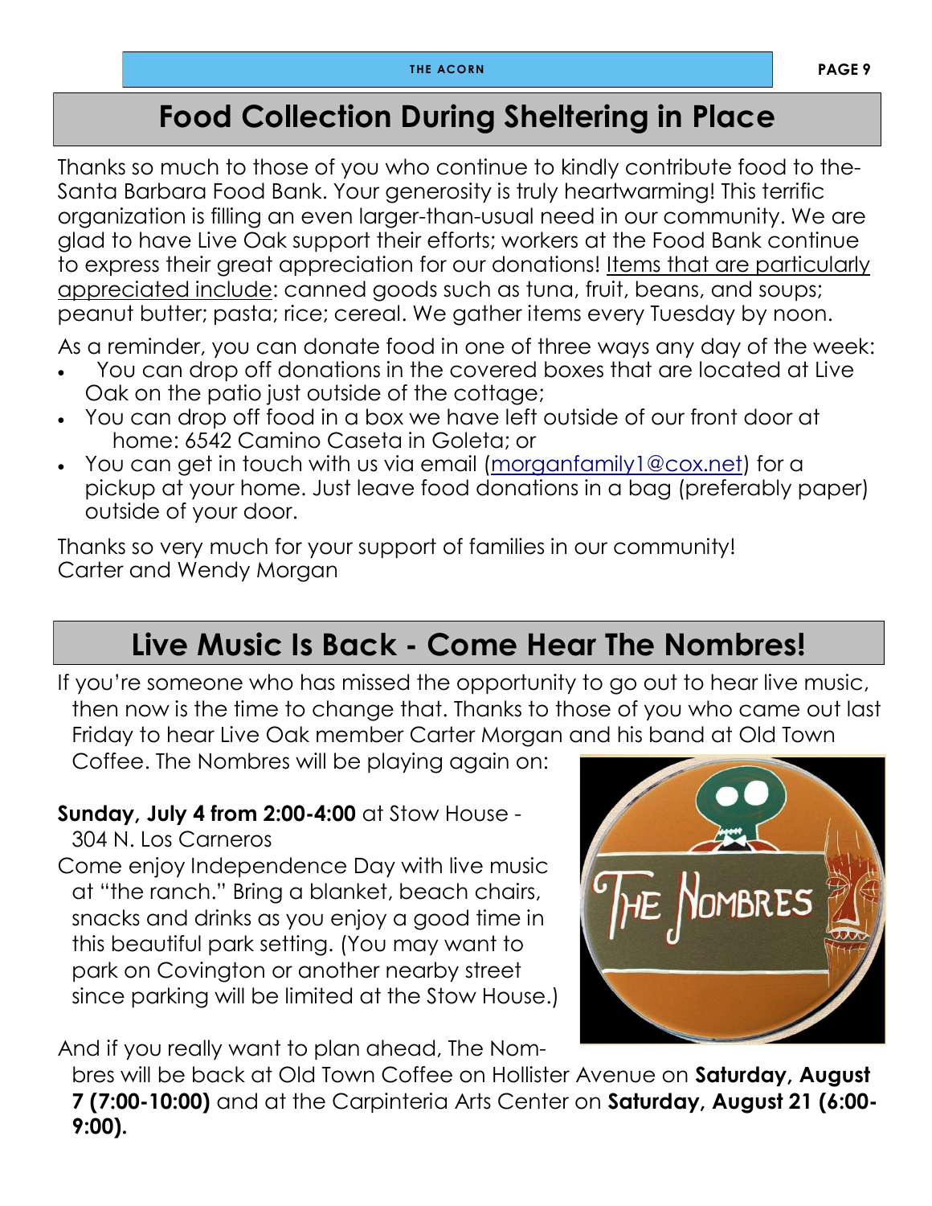## Food Collection During Sheltering in Place

Thanks so much to those of you who continue to kindly contribute food to the-Santa Barbara Food Bank. Your generosity is truly heartwarming! This terrific organization is filling an even larger-than-usual need in our community. We are glad to have Live Oak support their efforts; workers at the Food Bank continue to express their great appreciation for our donations! Items that are particularly appreciated include: canned goods such as tuna, fruit, beans, and soups; peanut butter; pasta; rice; cereal. We gather items every Tuesday by noon.

As a reminder, you can donate food in one of three ways any day of the week:

- You can drop off donations in the covered boxes that are located at Live Oak on the patio just outside of the cottage;
- You can drop off food in a box we have left outside of our front door at home: 6542 Camino Caseta in Goleta; or
- You can get in touch with us via email (morganfamily1@cox.net) for a pickup at your home. Just leave food donations in a bag (preferably paper) outside of your door.

Thanks so very much for your support of families in our community!
Carter and Wendy Morgan

## Live Music Is Back - Come Hear The Nombres!

If you're someone who has missed the opportunity to go out to hear live music, then now is the time to change that. Thanks to those of you who came out last Friday to hear Live Oak member Carter Morgan and his band at Old Town Coffee. The Nombres will be playing again on:

**Sunday, July 4 from 2:00-4:00** at Stow House - 304 N. Los Carneros

Come enjoy Independence Day with live music at "the ranch." Bring a blanket, beach chairs, snacks and drinks as you enjoy a good time in this beautiful park setting. (You may want to park on Covington or another nearby street since parking will be limited at the Stow House.)

And if you really want to plan ahead, The Nombres will be back at Old Town Coffee on Hollister Avenue on **Saturday, August 7 (7:00-10:00)** and at the Carpinteria Arts Center on **Saturday, August 21 (6:00-9:00).**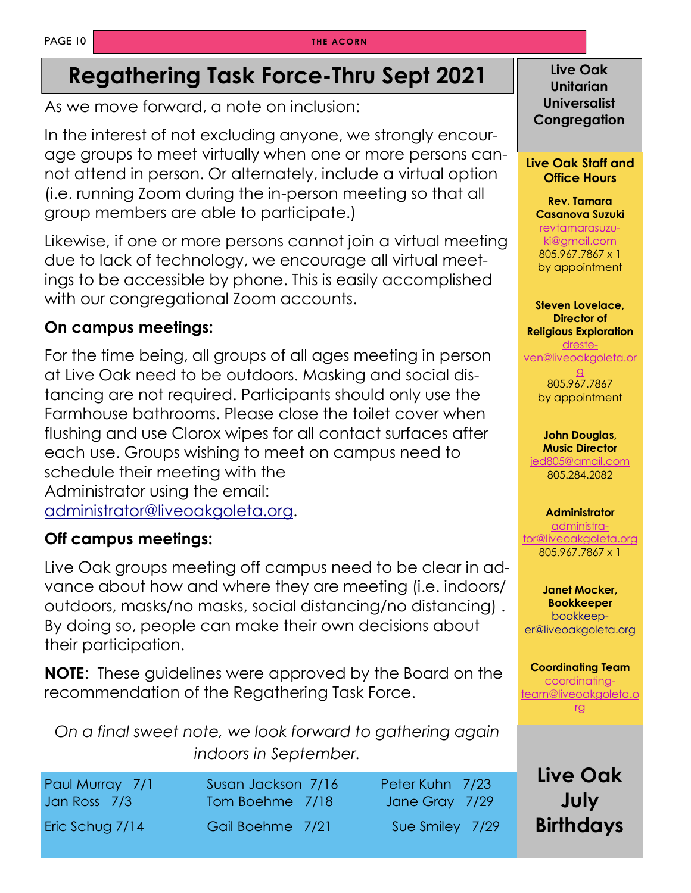# Regathering Task Force-Thru Sept 2021

As we move forward, a note on inclusion:

In the interest of not excluding anyone, we strongly encourage groups to meet virtually when one or more persons cannot attend in person. Or alternately, include a virtual option (i.e. running Zoom during the in-person meeting so that all group members are able to participate.)

Likewise, if one or more persons cannot join a virtual meeting due to lack of technology, we encourage all virtual meetings to be accessible by phone. This is easily accomplished with our congregational Zoom accounts.

**On campus meetings:**

For the time being, all groups of all ages meeting in person at Live Oak need to be outdoors. Masking and social distancing are not required. Participants should only use the Farmhouse bathrooms. Please close the toilet cover when flushing and use Clorox wipes for all contact surfaces after each use. Groups wishing to meet on campus need to schedule their meeting with the Administrator using the email: administrator@liveoakgoleta.org.

**Off campus meetings:**

Live Oak groups meeting off campus need to be clear in advance about how and where they are meeting (i.e. indoors/outdoors, masks/no masks, social distancing/no distancing) . By doing so, people can make their own decisions about their participation.

**NOTE**: These guidelines were approved by the Board on the recommendation of the Regathering Task Force.

*On a final sweet note, we look forward to gathering again indoors in September.*

## Live Oak July Birthdays

| | | |
|---|---|---|
| Paul Murray 7/1 | Susan Jackson 7/16 | Peter Kuhn 7/23 |
| Jan Ross 7/3 | Tom Boehme 7/18 | Jane Gray 7/29 |
| Eric Schug 7/14 | Gail Boehme 7/21 | Sue Smiley 7/29 |

**Live Oak Unitarian Universalist Congregation**

**Live Oak Staff and Office Hours**

**Rev. Tamara Casanova Suzuki**
revtamarasuzuki@gmail.com
805.967.7867 x 1
by appointment

**Steven Lovelace, Director of Religious Exploration**
dresteven@liveoakgoleta.org
805.967.7867
by appointment

**John Douglas, Music Director**
jed805@gmail.com
805.284.2082

**Administrator**
administrator@liveoakgoleta.org
805.967.7867 x 1

**Janet Mocker, Bookkeeper**
bookkeeper@liveoakgoleta.org

**Coordinating Team**
coordinatingteam@liveoakgoleta.org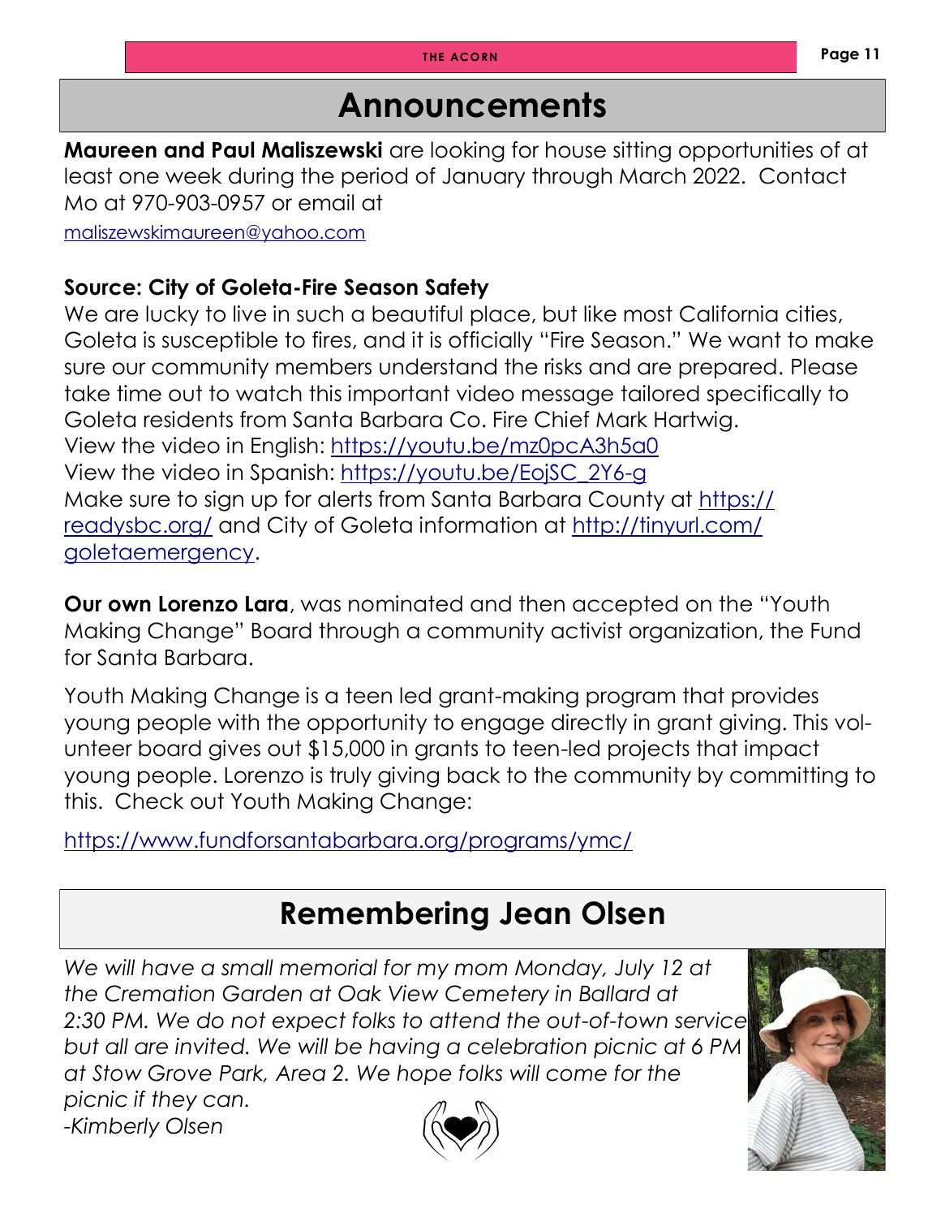# Announcements

**Maureen and Paul Maliszewski** are looking for house sitting opportunities of at least one week during the period of January through March 2022. Contact Mo at 970-903-0957 or email at maliszewskimaureen@yahoo.com

**Source: City of Goleta-Fire Season Safety**

We are lucky to live in such a beautiful place, but like most California cities, Goleta is susceptible to fires, and it is officially "Fire Season." We want to make sure our community members understand the risks and are prepared. Please take time out to watch this important video message tailored specifically to Goleta residents from Santa Barbara Co. Fire Chief Mark Hartwig.
View the video in English: https://youtu.be/mz0pcA3h5a0
View the video in Spanish: https://youtu.be/EojSC_2Y6-g
Make sure to sign up for alerts from Santa Barbara County at https://readysbc.org/ and City of Goleta information at http://tinyurl.com/goletaemergency.

**Our own Lorenzo Lara**, was nominated and then accepted on the "Youth Making Change" Board through a community activist organization, the Fund for Santa Barbara.

Youth Making Change is a teen led grant-making program that provides young people with the opportunity to engage directly in grant giving. This volunteer board gives out $15,000 in grants to teen-led projects that impact young people. Lorenzo is truly giving back to the community by committing to this. Check out Youth Making Change:

https://www.fundforsantabarbara.org/programs/ymc/

# Remembering Jean Olsen

*We will have a small memorial for my mom Monday, July 12 at the Cremation Garden at Oak View Cemetery in Ballard at 2:30 PM. We do not expect folks to attend the out-of-town service but all are invited. We will be having a celebration picnic at 6 PM at Stow Grove Park, Area 2. We hope folks will come for the picnic if they can.*
*-Kimberly Olsen*